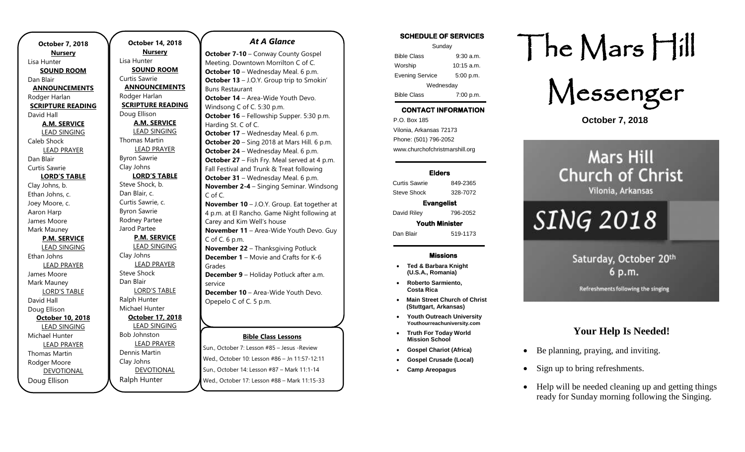**October 7, 2018**

**Nursery**
Lisa Hunter

**SOUND ROOM**
Dan Blair

**ANNOUNCEMENTS**
Rodger Harlan

**SCRIPTURE READING**
David Hall

**A.M. SERVICE**

LEAD SINGING
Caleb Shock

LEAD PRAYER
Dan Blair
Curtis Sawrie

**LORD'S TABLE**
Clay Johns, b.
Ethan Johns, c.
Joey Moore, c.
Aaron Harp
James Moore
Mark Mauney

**P.M. SERVICE**

LEAD SINGING
Ethan Johns

LEAD PRAYER
James Moore
Mark Mauney

LORD'S TABLE
David Hall
Doug Ellison

**October 10, 2018**

LEAD SINGING
Michael Hunter

LEAD PRAYER
Thomas Martin
Rodger Moore

DEVOTIONAL
Doug Ellison

**October 14, 2018**

**Nursery**
Lisa Hunter

**SOUND ROOM**
Curtis Sawrie

**ANNOUNCEMENTS**
Rodger Harlan

**SCRIPTURE READING**
Doug Ellison

**A.M. SERVICE**

LEAD SINGING
Thomas Martin

LEAD PRAYER
Byron Sawrie
Clay Johns

**LORD'S TABLE**
Steve Shock, b.
Dan Blair, c.
Curtis Sawrie, c.
Byron Sawrie
Rodney Partee
Jarod Partee

**P.M. SERVICE**

LEAD SINGING
Clay Johns

LEAD PRAYER
Steve Shock
Dan Blair

LORD'S TABLE
Ralph Hunter
Michael Hunter

**October 17, 2018**

LEAD SINGING
Bob Johnston

LEAD PRAYER
Dennis Martin
Clay Johns

DEVOTIONAL
Ralph Hunter

## *At A Glance*

**October 7-10** – Conway County Gospel Meeting. Downtown Morrilton C of C.
**October 10** – Wednesday Meal. 6 p.m.
**October 13** – J.O.Y. Group trip to Smokin' Buns Restaurant
**October 14** – Area-Wide Youth Devo. Windsong C of C. 5:30 p.m.
**October 16** – Fellowship Supper. 5:30 p.m. Harding St. C of C.
**October 17** – Wednesday Meal. 6 p.m.
**October 20** – Sing 2018 at Mars Hill. 6 p.m.
**October 24** – Wednesday Meal. 6 p.m.
**October 27** – Fish Fry. Meal served at 4 p.m. Fall Festival and Trunk & Treat following
**October 31** – Wednesday Meal. 6 p.m.
**November 2-4** – Singing Seminar. Windsong C of C.
**November 10** – J.O.Y. Group. Eat together at 4 p.m. at El Rancho. Game Night following at Carey and Kim Well's house
**November 11** – Area-Wide Youth Devo. Guy C of C. 6 p.m.
**November 22** – Thanksgiving Potluck
**December 1** – Movie and Crafts for K-6 Grades
**December 9** – Holiday Potluck after a.m. service
**December 10** – Area-Wide Youth Devo. Opepelo C of C. 5 p.m.

**Bible Class Lessons**

Sun., October 7: Lesson #85 – Jesus -Review
Wed., October 10: Lesson #86 – Jn 11:57-12:11
Sun., October 14: Lesson #87 – Mark 11:1-14
Wed., October 17: Lesson #88 – Mark 11:15-33

### SCHEDULE OF SERVICES

Sunday

| | |
|---|---|
| Bible Class | 9:30 a.m. |
| Worship | 10:15 a.m. |
| Evening Service | 5:00 p.m. |

Wednesday

| | |
|---|---|
| Bible Class | 7:00 p.m. |

### CONTACT INFORMATION

P.O. Box 185
Vilonia, Arkansas 72173
Phone: (501) 796-2052
www.churchofchristmarshill.org

### Elders

| | |
|---|---|
| Curtis Sawrie | 849-2365 |
| Steve Shock | 328-7072 |

**Evangelist**

| | |
|---|---|
| David Riley | 796-2052 |

**Youth Minister**

| | |
|---|---|
| Dan Blair | 519-1173 |

### Missions

- **Ted & Barbara Knight (U.S.A., Romania)**
- **Roberto Sarmiento, Costa Rica**
- **Main Street Church of Christ (Stuttgart, Arkansas)**
- **Youth Outreach University Youthourreachuniversity.com**
- **Truth For Today World Mission School**
- **Gospel Chariot (Africa)**
- **Gospel Crusade (Local)**
- **Camp Areopagus**

# The Mars Hill Messenger

**October 7, 2018**

Mars Hill Church of Christ
Vilonia, Arkansas

*SING 2018*

Saturday, October 20th
6 p.m.

Refreshments following the singing

## Your Help Is Needed!

- Be planning, praying, and inviting.
- Sign up to bring refreshments.
- Help will be needed cleaning up and getting things ready for Sunday morning following the Singing.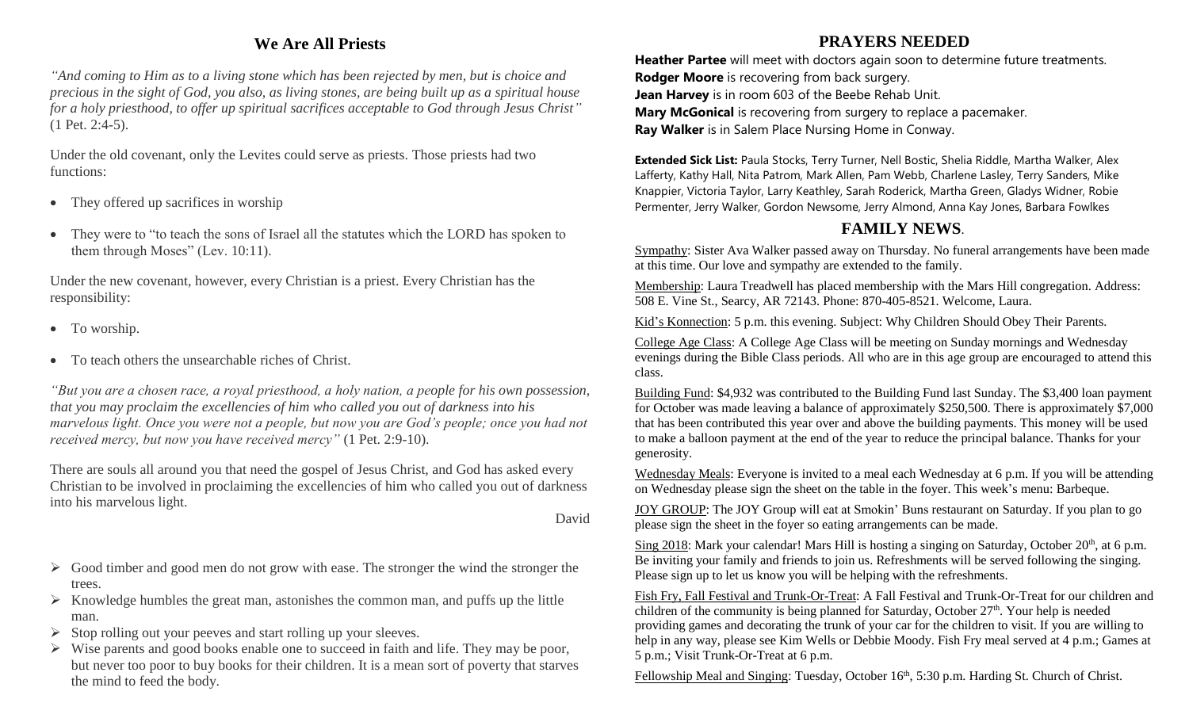## We Are All Priests

*"And coming to Him as to a living stone which has been rejected by men, but is choice and precious in the sight of God, you also, as living stones, are being built up as a spiritual house for a holy priesthood, to offer up spiritual sacrifices acceptable to God through Jesus Christ"* (1 Pet. 2:4-5).

Under the old covenant, only the Levites could serve as priests. Those priests had two functions:

- They offered up sacrifices in worship
- They were to "to teach the sons of Israel all the statutes which the LORD has spoken to them through Moses" (Lev. 10:11).

Under the new covenant, however, every Christian is a priest. Every Christian has the responsibility:

- To worship.
- To teach others the unsearchable riches of Christ.

*"But you are a chosen race, a royal priesthood, a holy nation, a people for his own possession, that you may proclaim the excellencies of him who called you out of darkness into his marvelous light. Once you were not a people, but now you are God's people; once you had not received mercy, but now you have received mercy"* (1 Pet. 2:9-10).

There are souls all around you that need the gospel of Jesus Christ, and God has asked every Christian to be involved in proclaiming the excellencies of him who called you out of darkness into his marvelous light.

David

- Good timber and good men do not grow with ease. The stronger the wind the stronger the trees.
- Knowledge humbles the great man, astonishes the common man, and puffs up the little man.
- Stop rolling out your peeves and start rolling up your sleeves.
- Wise parents and good books enable one to succeed in faith and life. They may be poor, but never too poor to buy books for their children. It is a mean sort of poverty that starves the mind to feed the body.

## PRAYERS NEEDED

**Heather Partee** will meet with doctors again soon to determine future treatments.
**Rodger Moore** is recovering from back surgery.
**Jean Harvey** is in room 603 of the Beebe Rehab Unit.
**Mary McGonical** is recovering from surgery to replace a pacemaker.
**Ray Walker** is in Salem Place Nursing Home in Conway.

**Extended Sick List:** Paula Stocks, Terry Turner, Nell Bostic, Shelia Riddle, Martha Walker, Alex Lafferty, Kathy Hall, Nita Patrom, Mark Allen, Pam Webb, Charlene Lasley, Terry Sanders, Mike Knappier, Victoria Taylor, Larry Keathley, Sarah Roderick, Martha Green, Gladys Widner, Robie Permenter, Jerry Walker, Gordon Newsome, Jerry Almond, Anna Kay Jones, Barbara Fowlkes

## FAMILY NEWS.

Sympathy: Sister Ava Walker passed away on Thursday. No funeral arrangements have been made at this time. Our love and sympathy are extended to the family.

Membership: Laura Treadwell has placed membership with the Mars Hill congregation. Address: 508 E. Vine St., Searcy, AR 72143. Phone: 870-405-8521. Welcome, Laura.

Kid's Konnection: 5 p.m. this evening. Subject: Why Children Should Obey Their Parents.

College Age Class: A College Age Class will be meeting on Sunday mornings and Wednesday evenings during the Bible Class periods. All who are in this age group are encouraged to attend this class.

Building Fund: $4,932 was contributed to the Building Fund last Sunday. The $3,400 loan payment for October was made leaving a balance of approximately $250,500. There is approximately $7,000 that has been contributed this year over and above the building payments. This money will be used to make a balloon payment at the end of the year to reduce the principal balance. Thanks for your generosity.

Wednesday Meals: Everyone is invited to a meal each Wednesday at 6 p.m. If you will be attending on Wednesday please sign the sheet on the table in the foyer. This week's menu: Barbeque.

JOY GROUP: The JOY Group will eat at Smokin' Buns restaurant on Saturday. If you plan to go please sign the sheet in the foyer so eating arrangements can be made.

Sing 2018: Mark your calendar! Mars Hill is hosting a singing on Saturday, October 20th, at 6 p.m. Be inviting your family and friends to join us. Refreshments will be served following the singing. Please sign up to let us know you will be helping with the refreshments.

Fish Fry, Fall Festival and Trunk-Or-Treat: A Fall Festival and Trunk-Or-Treat for our children and children of the community is being planned for Saturday, October 27th. Your help is needed providing games and decorating the trunk of your car for the children to visit. If you are willing to help in any way, please see Kim Wells or Debbie Moody. Fish Fry meal served at 4 p.m.; Games at 5 p.m.; Visit Trunk-Or-Treat at 6 p.m.

Fellowship Meal and Singing: Tuesday, October 16th, 5:30 p.m. Harding St. Church of Christ.